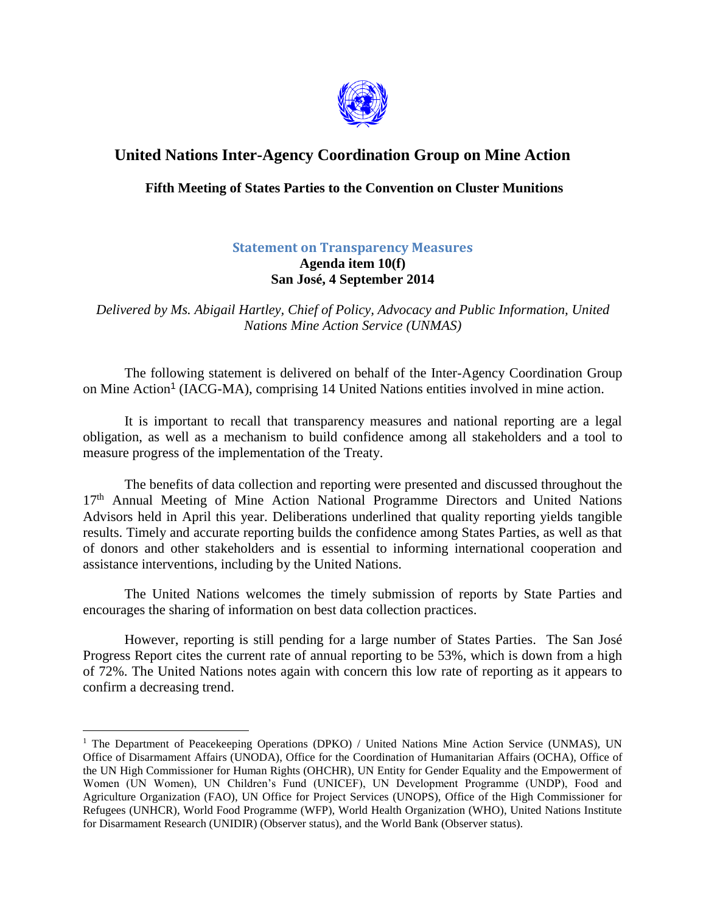# United Nations Inter-Agency Coordination Group on Mine Action

## Fifth Meeting of States Parties to the Convention on Cluster Munitions

### Statement on Transparency Measures

**Agenda item 10(f)**
**San José, 4 September 2014**

*Delivered by Ms. Abigail Hartley, Chief of Policy, Advocacy and Public Information, United Nations Mine Action Service (UNMAS)*

The following statement is delivered on behalf of the Inter-Agency Coordination Group on Mine Action[1] (IACG-MA), comprising 14 United Nations entities involved in mine action.

It is important to recall that transparency measures and national reporting are a legal obligation, as well as a mechanism to build confidence among all stakeholders and a tool to measure progress of the implementation of the Treaty.

The benefits of data collection and reporting were presented and discussed throughout the 17th Annual Meeting of Mine Action National Programme Directors and United Nations Advisors held in April this year. Deliberations underlined that quality reporting yields tangible results. Timely and accurate reporting builds the confidence among States Parties, as well as that of donors and other stakeholders and is essential to informing international cooperation and assistance interventions, including by the United Nations.

The United Nations welcomes the timely submission of reports by State Parties and encourages the sharing of information on best data collection practices.

However, reporting is still pending for a large number of States Parties. The San José Progress Report cites the current rate of annual reporting to be 53%, which is down from a high of 72%. The United Nations notes again with concern this low rate of reporting as it appears to confirm a decreasing trend.

---

[1] The Department of Peacekeeping Operations (DPKO) / United Nations Mine Action Service (UNMAS), UN Office of Disarmament Affairs (UNODA), Office for the Coordination of Humanitarian Affairs (OCHA), Office of the UN High Commissioner for Human Rights (OHCHR), UN Entity for Gender Equality and the Empowerment of Women (UN Women), UN Children's Fund (UNICEF), UN Development Programme (UNDP), Food and Agriculture Organization (FAO), UN Office for Project Services (UNOPS), Office of the High Commissioner for Refugees (UNHCR), World Food Programme (WFP), World Health Organization (WHO), United Nations Institute for Disarmament Research (UNIDIR) (Observer status), and the World Bank (Observer status).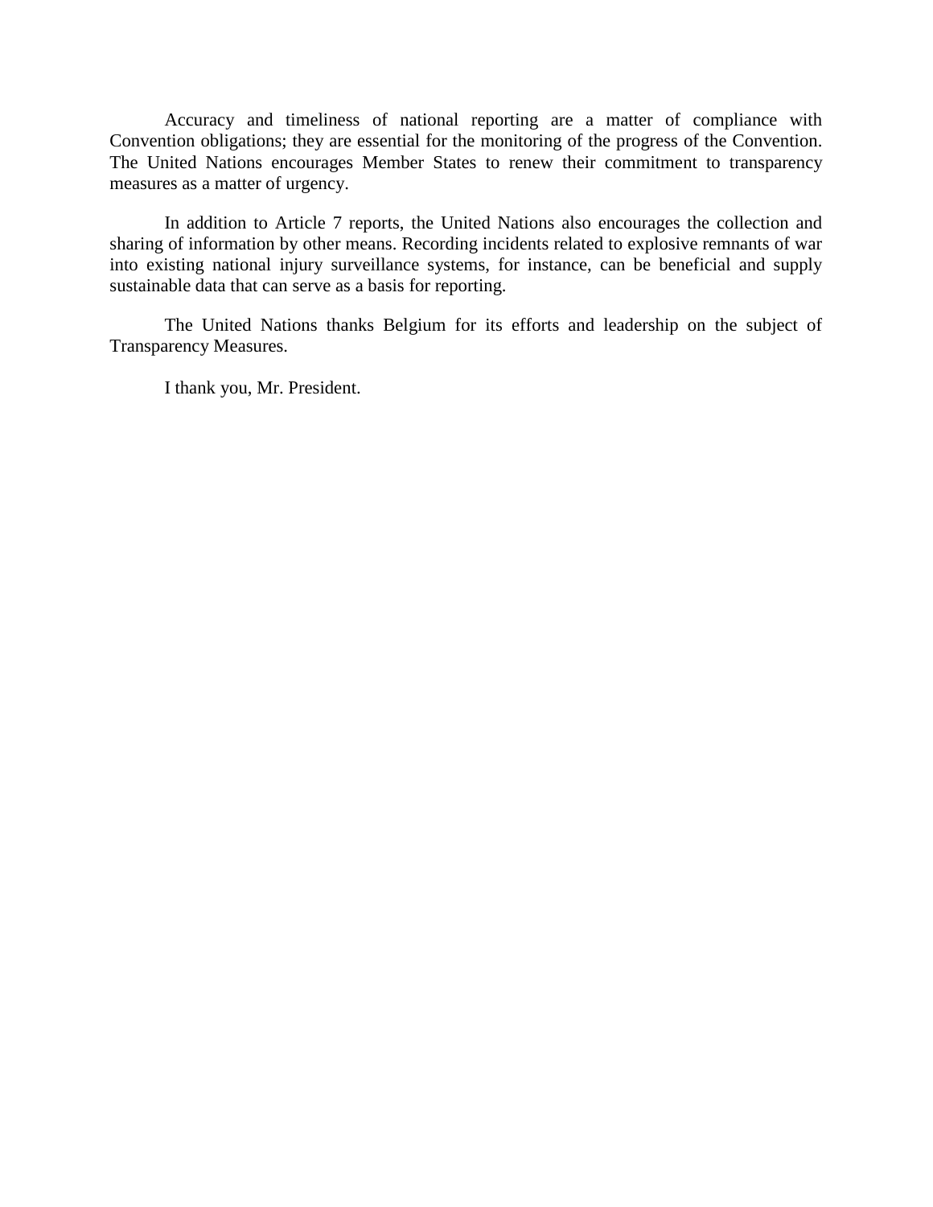Accuracy and timeliness of national reporting are a matter of compliance with Convention obligations; they are essential for the monitoring of the progress of the Convention. The United Nations encourages Member States to renew their commitment to transparency measures as a matter of urgency.

In addition to Article 7 reports, the United Nations also encourages the collection and sharing of information by other means. Recording incidents related to explosive remnants of war into existing national injury surveillance systems, for instance, can be beneficial and supply sustainable data that can serve as a basis for reporting.

The United Nations thanks Belgium for its efforts and leadership on the subject of Transparency Measures.

I thank you, Mr. President.